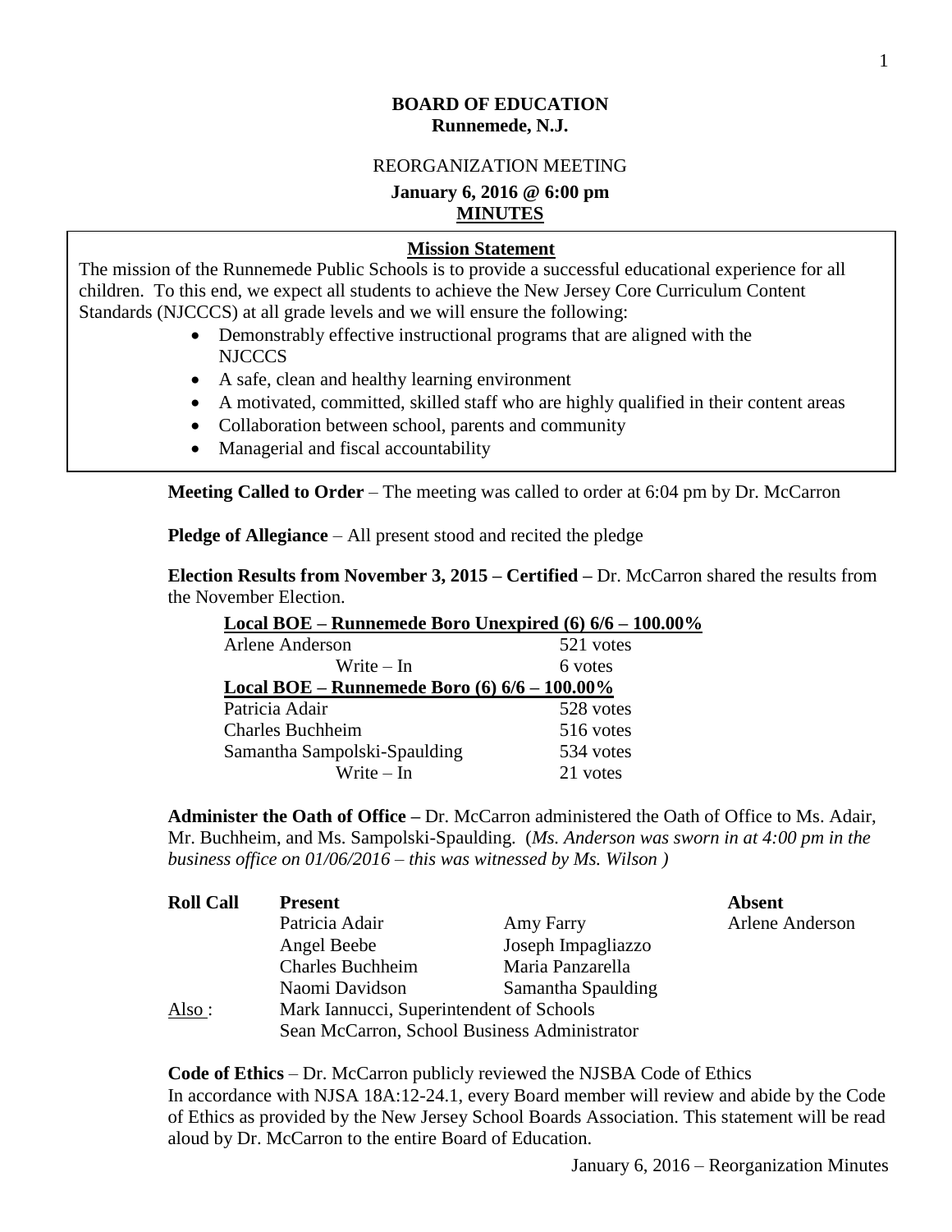**BOARD OF EDUCATION**
**Runnemede, N.J.**

REORGANIZATION MEETING

**January 6, 2016 @ 6:00 pm**
**MINUTES**

**Mission Statement**

The mission of the Runnemede Public Schools is to provide a successful educational experience for all children. To this end, we expect all students to achieve the New Jersey Core Curriculum Content Standards (NJCCCS) at all grade levels and we will ensure the following:

- Demonstrably effective instructional programs that are aligned with the NJCCCS
- A safe, clean and healthy learning environment
- A motivated, committed, skilled staff who are highly qualified in their content areas
- Collaboration between school, parents and community
- Managerial and fiscal accountability

**Meeting Called to Order** – The meeting was called to order at 6:04 pm by Dr. McCarron

**Pledge of Allegiance** – All present stood and recited the pledge

**Election Results from November 3, 2015 – Certified –** Dr. McCarron shared the results from the November Election.

| | |
|---|---|
| **Local BOE – Runnemede Boro Unexpired (6) 6/6 – 100.00%** | |
| Arlene Anderson | 521 votes |
| Write – In | 6 votes |
| **Local BOE – Runnemede Boro (6) 6/6 – 100.00%** | |
| Patricia Adair | 528 votes |
| Charles Buchheim | 516 votes |
| Samantha Sampolski-Spaulding | 534 votes |
| Write – In | 21 votes |

**Administer the Oath of Office –** Dr. McCarron administered the Oath of Office to Ms. Adair, Mr. Buchheim, and Ms. Sampolski-Spaulding. (*Ms. Anderson was sworn in at 4:00 pm in the business office on 01/06/2016 – this was witnessed by Ms. Wilson )*

| **Roll Call** | **Present** | | **Absent** |
|---|---|---|---|
| | Patricia Adair | Amy Farry | Arlene Anderson |
| | Angel Beebe | Joseph Impagliazzo | |
| | Charles Buchheim | Maria Panzarella | |
| | Naomi Davidson | Samantha Spaulding | |
| Also : | Mark Iannucci, Superintendent of Schools | | |
| | Sean McCarron, School Business Administrator | | |

**Code of Ethics** – Dr. McCarron publicly reviewed the NJSBA Code of Ethics
In accordance with NJSA 18A:12-24.1, every Board member will review and abide by the Code of Ethics as provided by the New Jersey School Boards Association. This statement will be read aloud by Dr. McCarron to the entire Board of Education.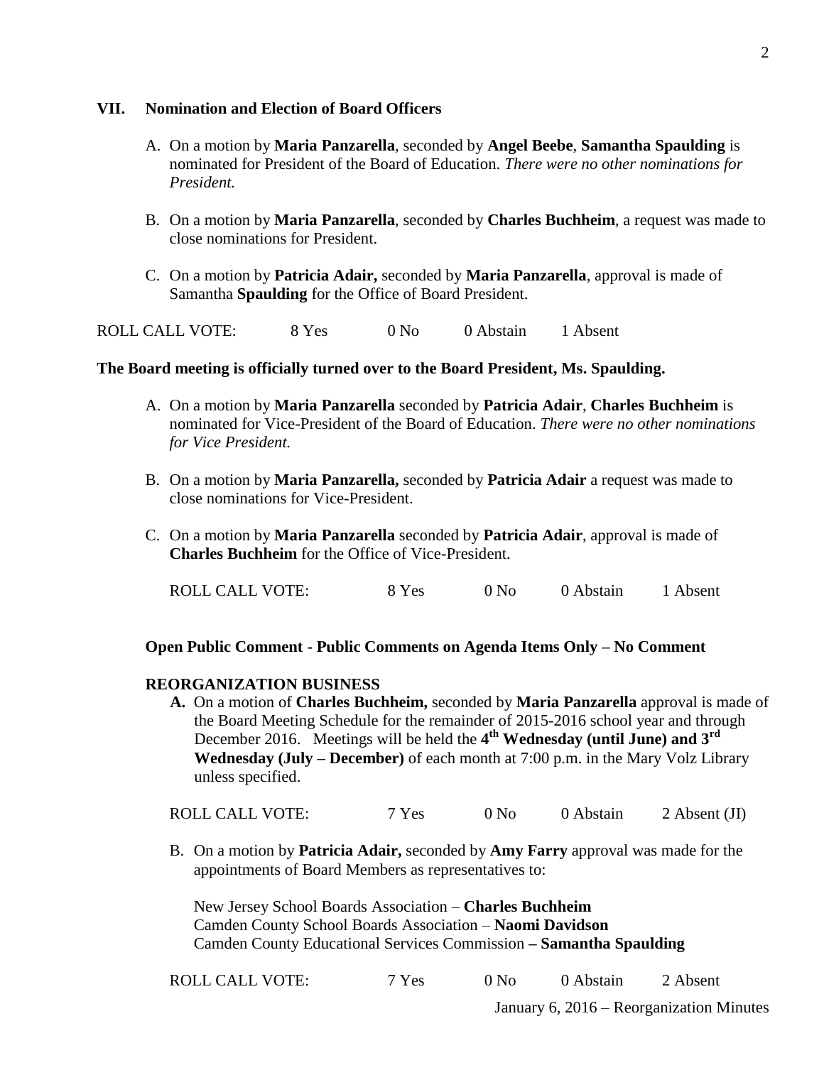## VII. Nomination and Election of Board Officers

A. On a motion by **Maria Panzarella**, seconded by **Angel Beebe**, **Samantha Spaulding** is nominated for President of the Board of Education. *There were no other nominations for President.*

B. On a motion by **Maria Panzarella**, seconded by **Charles Buchheim**, a request was made to close nominations for President.

C. On a motion by **Patricia Adair,** seconded by **Maria Panzarella**, approval is made of Samantha **Spaulding** for the Office of Board President.

ROLL CALL VOTE: 8 Yes 0 No 0 Abstain 1 Absent

**The Board meeting is officially turned over to the Board President, Ms. Spaulding.**

A. On a motion by **Maria Panzarella** seconded by **Patricia Adair**, **Charles Buchheim** is nominated for Vice-President of the Board of Education. *There were no other nominations for Vice President.*

B. On a motion by **Maria Panzarella,** seconded by **Patricia Adair** a request was made to close nominations for Vice-President.

C. On a motion by **Maria Panzarella** seconded by **Patricia Adair**, approval is made of **Charles Buchheim** for the Office of Vice-President.

ROLL CALL VOTE: 8 Yes 0 No 0 Abstain 1 Absent

**Open Public Comment - Public Comments on Agenda Items Only – No Comment**

**REORGANIZATION BUSINESS**

**A.** On a motion of **Charles Buchheim,** seconded by **Maria Panzarella** approval is made of the Board Meeting Schedule for the remainder of 2015-2016 school year and through December 2016. Meetings will be held the **4th Wednesday (until June) and 3rd Wednesday (July – December)** of each month at 7:00 p.m. in the Mary Volz Library unless specified.

ROLL CALL VOTE: 7 Yes 0 No 0 Abstain 2 Absent (JI)

B. On a motion by **Patricia Adair,** seconded by **Amy Farry** approval was made for the appointments of Board Members as representatives to:

New Jersey School Boards Association – **Charles Buchheim**
Camden County School Boards Association – **Naomi Davidson**
Camden County Educational Services Commission **– Samantha Spaulding**

ROLL CALL VOTE: 7 Yes 0 No 0 Abstain 2 Absent

January 6, 2016 – Reorganization Minutes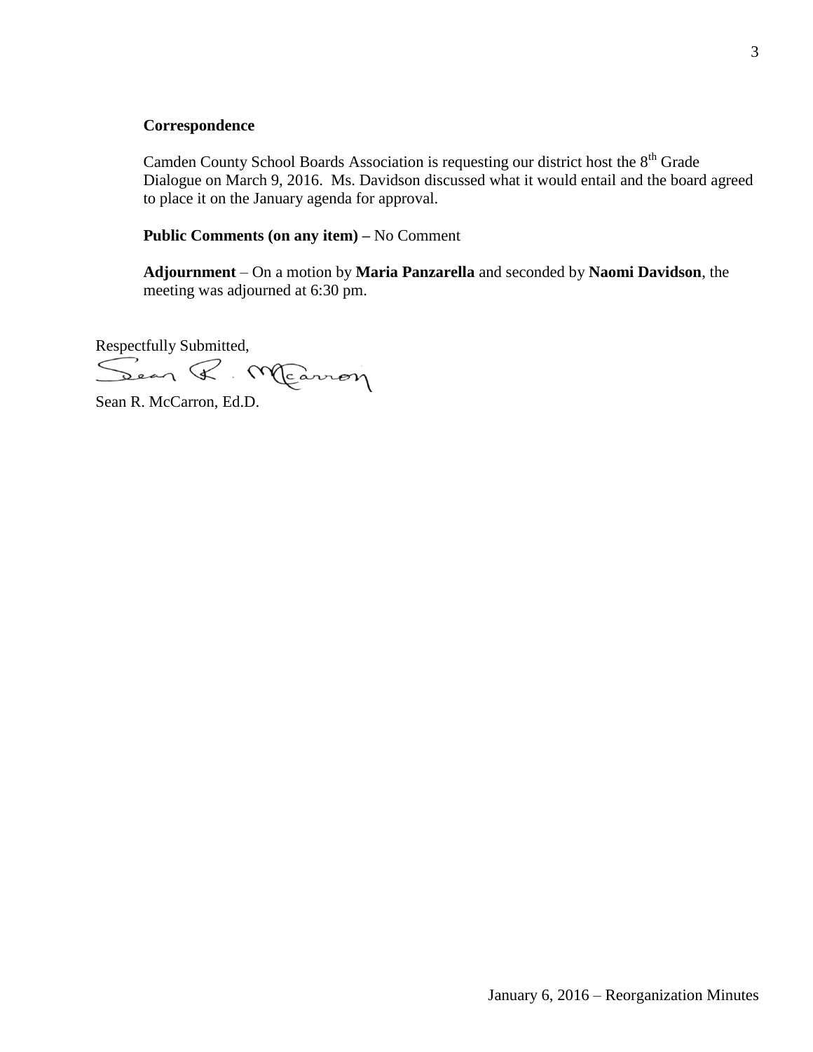**Correspondence**

Camden County School Boards Association is requesting our district host the 8th Grade Dialogue on March 9, 2016. Ms. Davidson discussed what it would entail and the board agreed to place it on the January agenda for approval.

**Public Comments (on any item) –** No Comment

**Adjournment** – On a motion by **Maria Panzarella** and seconded by **Naomi Davidson**, the meeting was adjourned at 6:30 pm.

Respectfully Submitted,

Sean R. McCarron, Ed.D.